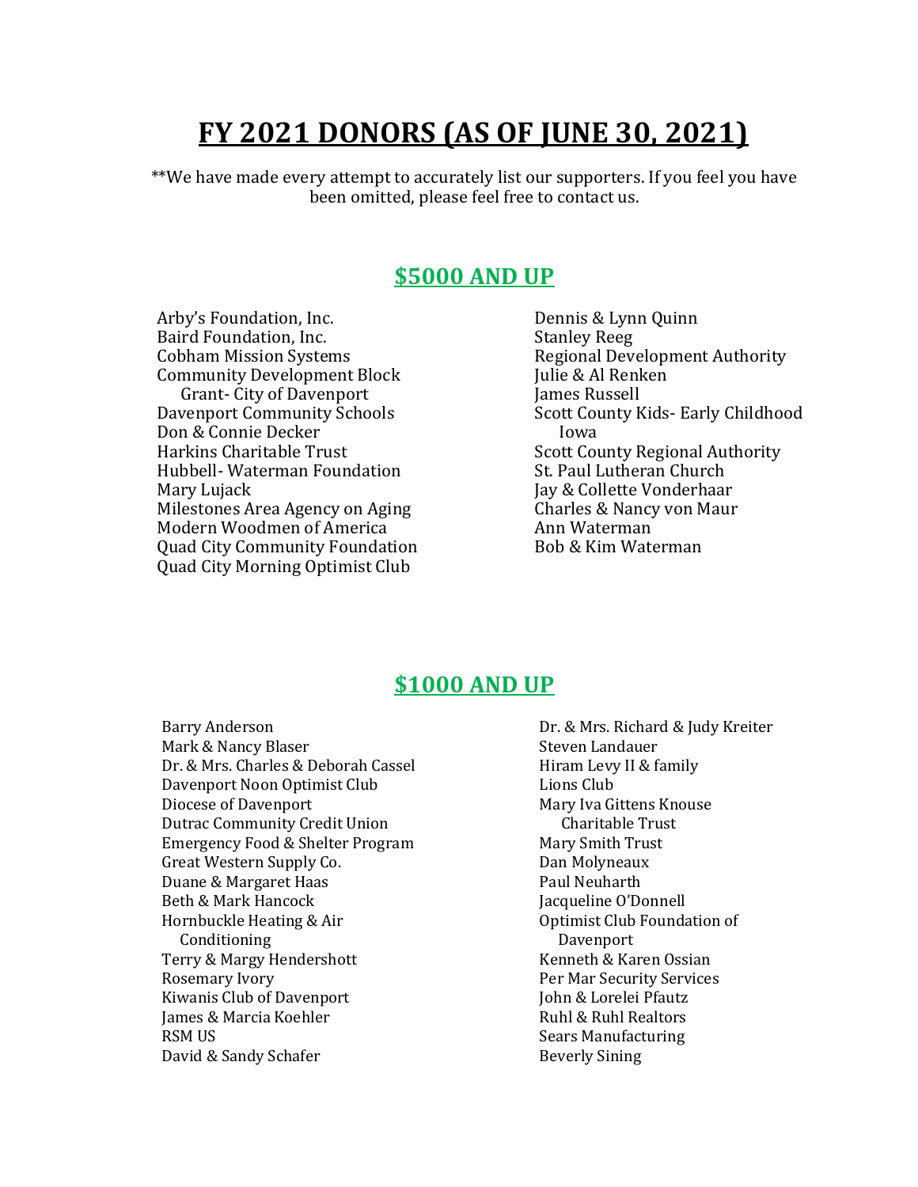# FY 2021 DONORS (AS OF JUNE 30, 2021)

**We have made every attempt to accurately list our supporters. If you feel you have been omitted, please feel free to contact us.

## $5000 AND UP

- Arby's Foundation, Inc.
- Baird Foundation, Inc.
- Cobham Mission Systems
- Community Development Block Grant- City of Davenport
- Davenport Community Schools
- Don & Connie Decker
- Harkins Charitable Trust
- Hubbell- Waterman Foundation
- Mary Lujack
- Milestones Area Agency on Aging
- Modern Woodmen of America
- Quad City Community Foundation
- Quad City Morning Optimist Club
- Dennis & Lynn Quinn
- Stanley Reeg
- Regional Development Authority
- Julie & Al Renken
- James Russell
- Scott County Kids- Early Childhood Iowa
- Scott County Regional Authority
- St. Paul Lutheran Church
- Jay & Collette Vonderhaar
- Charles & Nancy von Maur
- Ann Waterman
- Bob & Kim Waterman

## $1000 AND UP

- Barry Anderson
- Mark & Nancy Blaser
- Dr. & Mrs. Charles & Deborah Cassel
- Davenport Noon Optimist Club
- Diocese of Davenport
- Dutrac Community Credit Union
- Emergency Food & Shelter Program
- Great Western Supply Co.
- Duane & Margaret Haas
- Beth & Mark Hancock
- Hornbuckle Heating & Air Conditioning
- Terry & Margy Hendershott
- Rosemary Ivory
- Kiwanis Club of Davenport
- James & Marcia Koehler
- RSM US
- David & Sandy Schafer
- Dr. & Mrs. Richard & Judy Kreiter
- Steven Landauer
- Hiram Levy II & family
- Lions Club
- Mary Iva Gittens Knouse Charitable Trust
- Mary Smith Trust
- Dan Molyneaux
- Paul Neuharth
- Jacqueline O'Donnell
- Optimist Club Foundation of Davenport
- Kenneth & Karen Ossian
- Per Mar Security Services
- John & Lorelei Pfautz
- Ruhl & Ruhl Realtors
- Sears Manufacturing
- Beverly Sining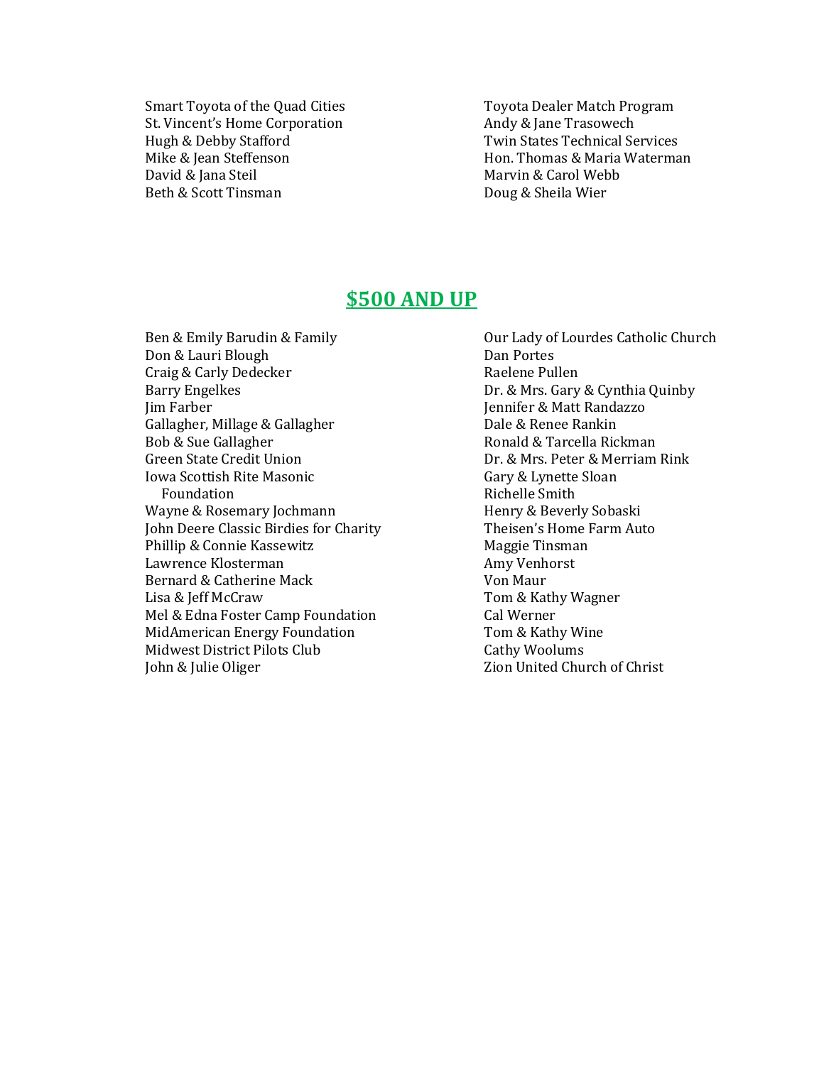Smart Toyota of the Quad Cities
St. Vincent's Home Corporation
Hugh & Debby Stafford
Mike & Jean Steffenson
David & Jana Steil
Beth & Scott Tinsman
Toyota Dealer Match Program
Andy & Jane Trasowech
Twin States Technical Services
Hon. Thomas & Maria Waterman
Marvin & Carol Webb
Doug & Sheila Wier

## $500 AND UP

Ben & Emily Barudin & Family
Don & Lauri Blough
Craig & Carly Dedecker
Barry Engelkes
Jim Farber
Gallagher, Millage & Gallagher
Bob & Sue Gallagher
Green State Credit Union
Iowa Scottish Rite Masonic Foundation
Wayne & Rosemary Jochmann
John Deere Classic Birdies for Charity
Phillip & Connie Kassewitz
Lawrence Klosterman
Bernard & Catherine Mack
Lisa & Jeff McCraw
Mel & Edna Foster Camp Foundation
MidAmerican Energy Foundation
Midwest District Pilots Club
John & Julie Oliger
Our Lady of Lourdes Catholic Church
Dan Portes
Raelene Pullen
Dr. & Mrs. Gary & Cynthia Quinby
Jennifer & Matt Randazzo
Dale & Renee Rankin
Ronald & Tarcella Rickman
Dr. & Mrs. Peter & Merriam Rink
Gary & Lynette Sloan
Richelle Smith
Henry & Beverly Sobaski
Theisen's Home Farm Auto
Maggie Tinsman
Amy Venhorst
Von Maur
Tom & Kathy Wagner
Cal Werner
Tom & Kathy Wine
Cathy Woolums
Zion United Church of Christ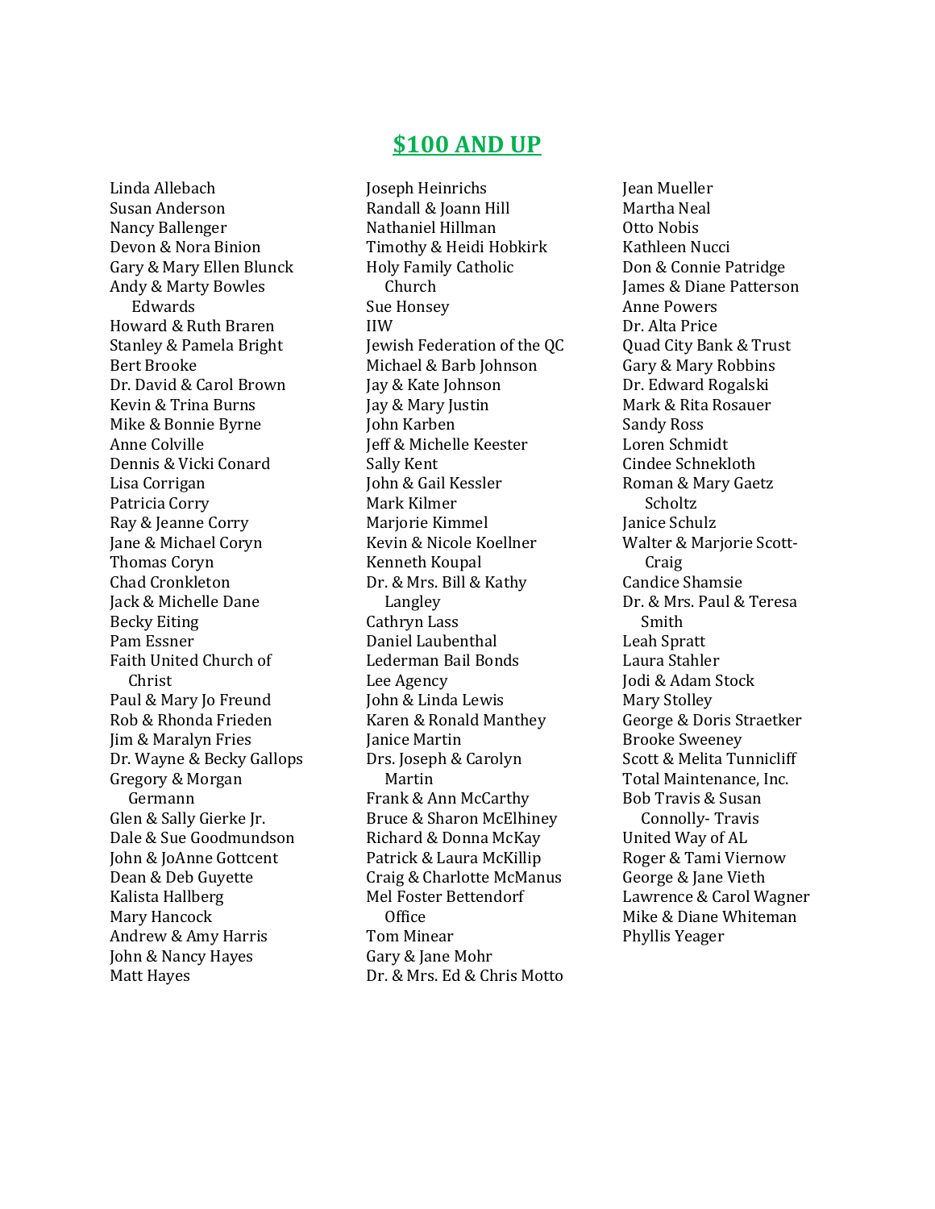## $100 AND UP

Linda Allebach
Susan Anderson
Nancy Ballenger
Devon & Nora Binion
Gary & Mary Ellen Blunck
Andy & Marty Bowles Edwards
Howard & Ruth Braren
Stanley & Pamela Bright
Bert Brooke
Dr. David & Carol Brown
Kevin & Trina Burns
Mike & Bonnie Byrne
Anne Colville
Dennis & Vicki Conard
Lisa Corrigan
Patricia Corry
Ray & Jeanne Corry
Jane & Michael Coryn
Thomas Coryn
Chad Cronkleton
Jack & Michelle Dane
Becky Eiting
Pam Essner
Faith United Church of Christ
Paul & Mary Jo Freund
Rob & Rhonda Frieden
Jim & Maralyn Fries
Dr. Wayne & Becky Gallops
Gregory & Morgan Germann
Glen & Sally Gierke Jr.
Dale & Sue Goodmundson
John & JoAnne Gottcent
Dean & Deb Guyette
Kalista Hallberg
Mary Hancock
Andrew & Amy Harris
John & Nancy Hayes
Matt Hayes
Joseph Heinrichs
Randall & Joann Hill
Nathaniel Hillman
Timothy & Heidi Hobkirk
Holy Family Catholic Church
Sue Honsey
IIW
Jewish Federation of the QC
Michael & Barb Johnson
Jay & Kate Johnson
Jay & Mary Justin
John Karben
Jeff & Michelle Keester
Sally Kent
John & Gail Kessler
Mark Kilmer
Marjorie Kimmel
Kevin & Nicole Koellner
Kenneth Koupal
Dr. & Mrs. Bill & Kathy Langley
Cathryn Lass
Daniel Laubenthal
Lederman Bail Bonds
Lee Agency
John & Linda Lewis
Karen & Ronald Manthey
Janice Martin
Drs. Joseph & Carolyn Martin
Frank & Ann McCarthy
Bruce & Sharon McElhiney
Richard & Donna McKay
Patrick & Laura McKillip
Craig & Charlotte McManus
Mel Foster Bettendorf Office
Tom Minear
Gary & Jane Mohr
Dr. & Mrs. Ed & Chris Motto
Jean Mueller
Martha Neal
Otto Nobis
Kathleen Nucci
Don & Connie Patridge
James & Diane Patterson
Anne Powers
Dr. Alta Price
Quad City Bank & Trust
Gary & Mary Robbins
Dr. Edward Rogalski
Mark & Rita Rosauer
Sandy Ross
Loren Schmidt
Cindee Schnekloth
Roman & Mary Gaetz Scholtz
Janice Schulz
Walter & Marjorie Scott-Craig
Candice Shamsie
Dr. & Mrs. Paul & Teresa Smith
Leah Spratt
Laura Stahler
Jodi & Adam Stock
Mary Stolley
George & Doris Straetker
Brooke Sweeney
Scott & Melita Tunnicliff
Total Maintenance, Inc.
Bob Travis & Susan Connolly- Travis
United Way of AL
Roger & Tami Viernow
George & Jane Vieth
Lawrence & Carol Wagner
Mike & Diane Whiteman
Phyllis Yeager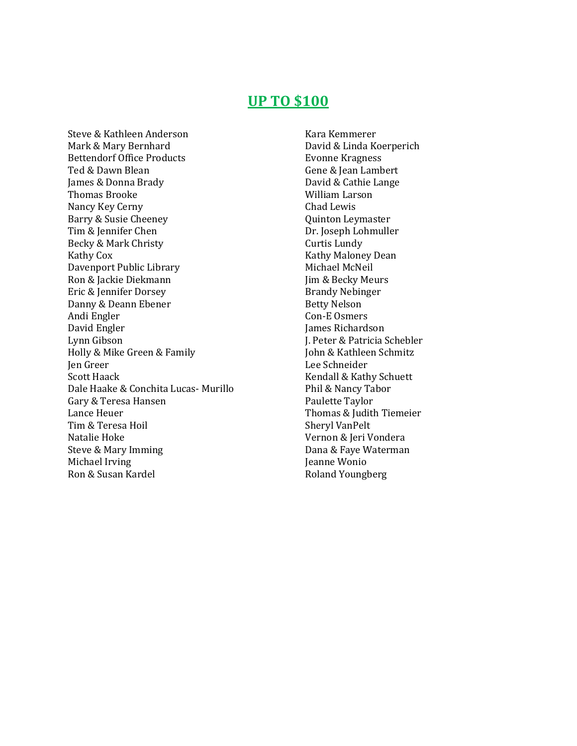## UP TO $100

Steve & Kathleen Anderson
Mark & Mary Bernhard
Bettendorf Office Products
Ted & Dawn Blean
James & Donna Brady
Thomas Brooke
Nancy Key Cerny
Barry & Susie Cheeney
Tim & Jennifer Chen
Becky & Mark Christy
Kathy Cox
Davenport Public Library
Ron & Jackie Diekmann
Eric & Jennifer Dorsey
Danny & Deann Ebener
Andi Engler
David Engler
Lynn Gibson
Holly & Mike Green & Family
Jen Greer
Scott Haack
Dale Haake & Conchita Lucas- Murillo
Gary & Teresa Hansen
Lance Heuer
Tim & Teresa Hoil
Natalie Hoke
Steve & Mary Imming
Michael Irving
Ron & Susan Kardel
Kara Kemmerer
David & Linda Koerperich
Evonne Kragness
Gene & Jean Lambert
David & Cathie Lange
William Larson
Chad Lewis
Quinton Leymaster
Dr. Joseph Lohmuller
Curtis Lundy
Kathy Maloney Dean
Michael McNeil
Jim & Becky Meurs
Brandy Nebinger
Betty Nelson
Con-E Osmers
James Richardson
J. Peter & Patricia Schebler
John & Kathleen Schmitz
Lee Schneider
Kendall & Kathy Schuett
Phil & Nancy Tabor
Paulette Taylor
Thomas & Judith Tiemeier
Sheryl VanPelt
Vernon & Jeri Vondera
Dana & Faye Waterman
Jeanne Wonio
Roland Youngberg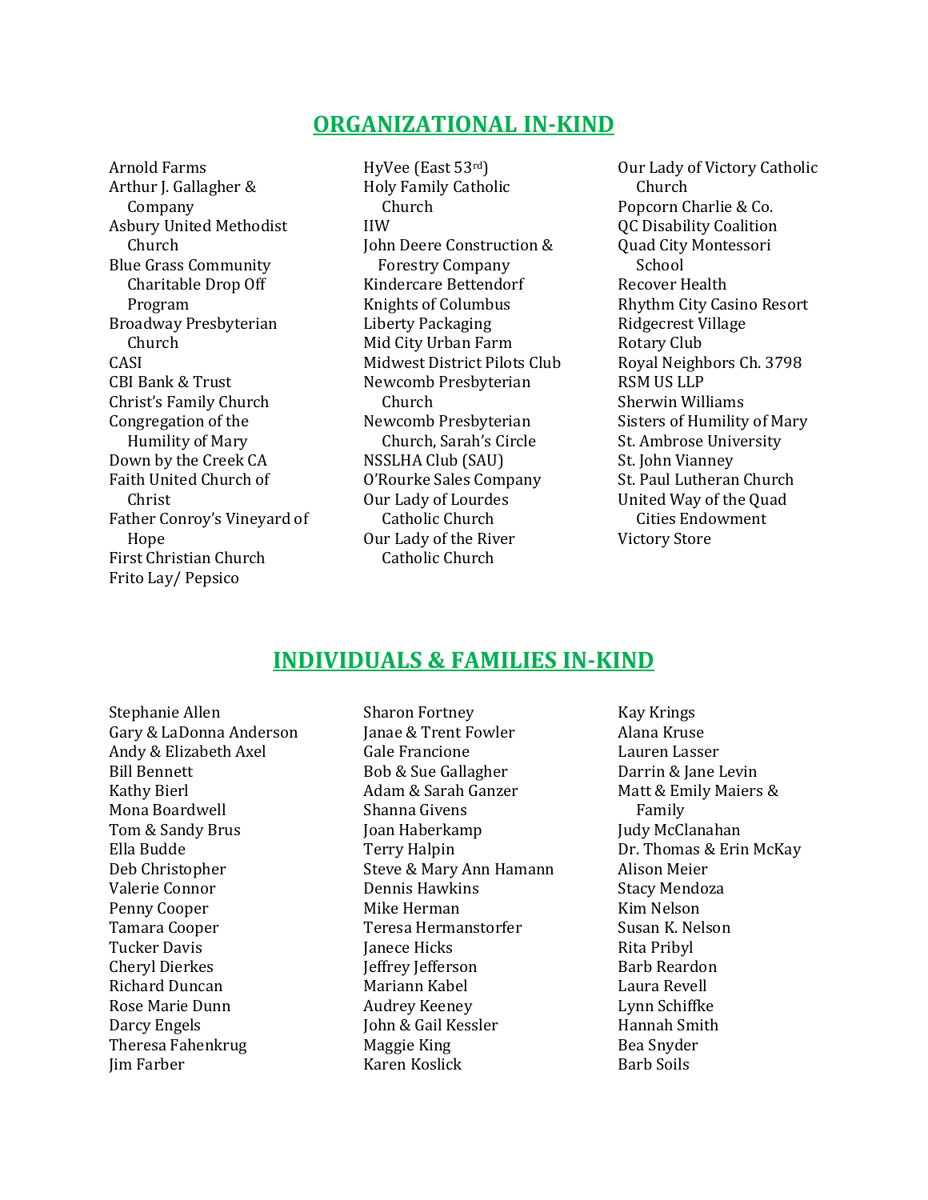## ORGANIZATIONAL IN-KIND

Arnold Farms
Arthur J. Gallagher & Company
Asbury United Methodist Church
Blue Grass Community Charitable Drop Off Program
Broadway Presbyterian Church
CASI
CBI Bank & Trust
Christ's Family Church
Congregation of the Humility of Mary
Down by the Creek CA
Faith United Church of Christ
Father Conroy's Vineyard of Hope
First Christian Church
Frito Lay/ Pepsico
HyVee (East 53rd)
Holy Family Catholic Church
IIW
John Deere Construction & Forestry Company
Kindercare Bettendorf
Knights of Columbus
Liberty Packaging
Mid City Urban Farm
Midwest District Pilots Club
Newcomb Presbyterian Church
Newcomb Presbyterian Church, Sarah's Circle
NSSLHA Club (SAU)
O'Rourke Sales Company
Our Lady of Lourdes Catholic Church
Our Lady of the River Catholic Church
Our Lady of Victory Catholic Church
Popcorn Charlie & Co.
QC Disability Coalition
Quad City Montessori School
Recover Health
Rhythm City Casino Resort
Ridgecrest Village
Rotary Club
Royal Neighbors Ch. 3798
RSM US LLP
Sherwin Williams
Sisters of Humility of Mary
St. Ambrose University
St. John Vianney
St. Paul Lutheran Church
United Way of the Quad Cities Endowment
Victory Store

## INDIVIDUALS & FAMILIES IN-KIND

Stephanie Allen
Gary & LaDonna Anderson
Andy & Elizabeth Axel
Bill Bennett
Kathy Bierl
Mona Boardwell
Tom & Sandy Brus
Ella Budde
Deb Christopher
Valerie Connor
Penny Cooper
Tamara Cooper
Tucker Davis
Cheryl Dierkes
Richard Duncan
Rose Marie Dunn
Darcy Engels
Theresa Fahenkrug
Jim Farber
Sharon Fortney
Janae & Trent Fowler
Gale Francione
Bob & Sue Gallagher
Adam & Sarah Ganzer
Shanna Givens
Joan Haberkamp
Terry Halpin
Steve & Mary Ann Hamann
Dennis Hawkins
Mike Herman
Teresa Hermanstorfer
Janece Hicks
Jeffrey Jefferson
Mariann Kabel
Audrey Keeney
John & Gail Kessler
Maggie King
Karen Koslick
Kay Krings
Alana Kruse
Lauren Lasser
Darrin & Jane Levin
Matt & Emily Maiers & Family
Judy McClanahan
Dr. Thomas & Erin McKay
Alison Meier
Stacy Mendoza
Kim Nelson
Susan K. Nelson
Rita Pribyl
Barb Reardon
Laura Revell
Lynn Schiffke
Hannah Smith
Bea Snyder
Barb Soils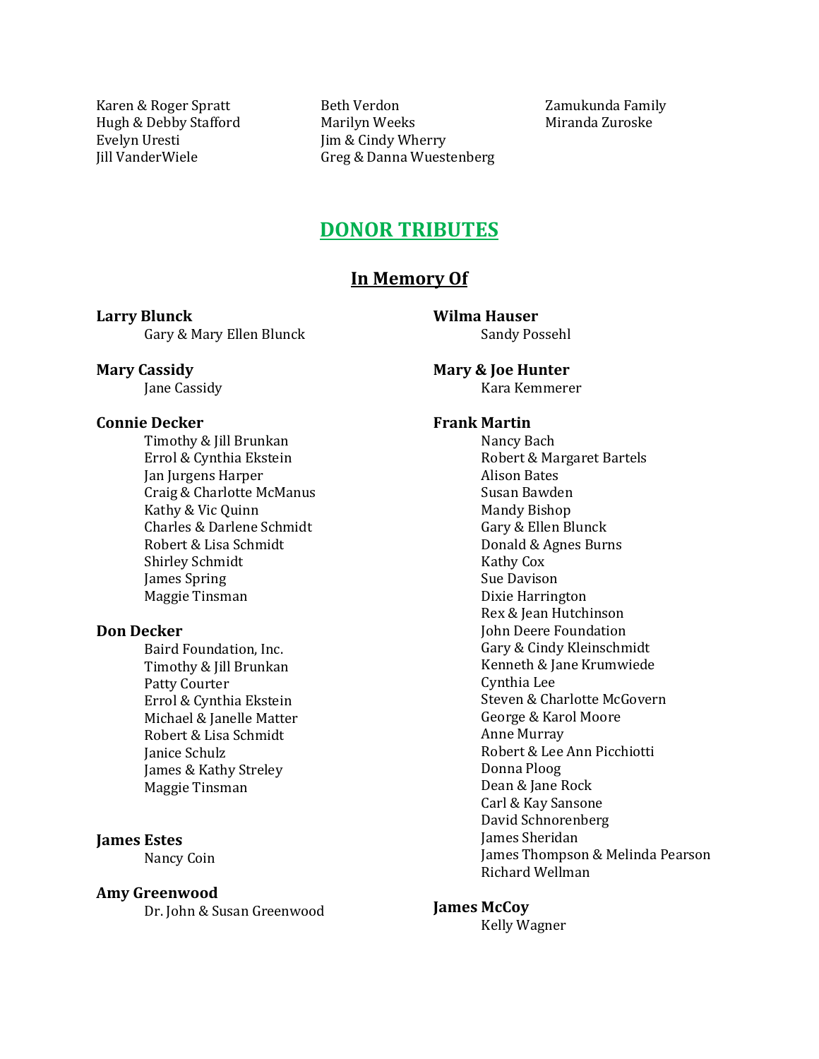Karen & Roger Spratt
Hugh & Debby Stafford
Evelyn Uresti
Jill VanderWiele
Beth Verdon
Marilyn Weeks
Jim & Cindy Wherry
Greg & Danna Wuestenberg
Zamukunda Family
Miranda Zuroske

## DONOR TRIBUTES

### In Memory Of

**Larry Blunck**
Gary & Mary Ellen Blunck

**Mary Cassidy**
Jane Cassidy

**Connie Decker**
Timothy & Jill Brunkan
Errol & Cynthia Ekstein
Jan Jurgens Harper
Craig & Charlotte McManus
Kathy & Vic Quinn
Charles & Darlene Schmidt
Robert & Lisa Schmidt
Shirley Schmidt
James Spring
Maggie Tinsman

**Don Decker**
Baird Foundation, Inc.
Timothy & Jill Brunkan
Patty Courter
Errol & Cynthia Ekstein
Michael & Janelle Matter
Robert & Lisa Schmidt
Janice Schulz
James & Kathy Streley
Maggie Tinsman

**James Estes**
Nancy Coin

**Amy Greenwood**
Dr. John & Susan Greenwood

**Wilma Hauser**
Sandy Possehl

**Mary & Joe Hunter**
Kara Kemmerer

**Frank Martin**
Nancy Bach
Robert & Margaret Bartels
Alison Bates
Susan Bawden
Mandy Bishop
Gary & Ellen Blunck
Donald & Agnes Burns
Kathy Cox
Sue Davison
Dixie Harrington
Rex & Jean Hutchinson
John Deere Foundation
Gary & Cindy Kleinschmidt
Kenneth & Jane Krumwiede
Cynthia Lee
Steven & Charlotte McGovern
George & Karol Moore
Anne Murray
Robert & Lee Ann Picchiotti
Donna Ploog
Dean & Jane Rock
Carl & Kay Sansone
David Schnorenberg
James Sheridan
James Thompson & Melinda Pearson
Richard Wellman

**James McCoy**
Kelly Wagner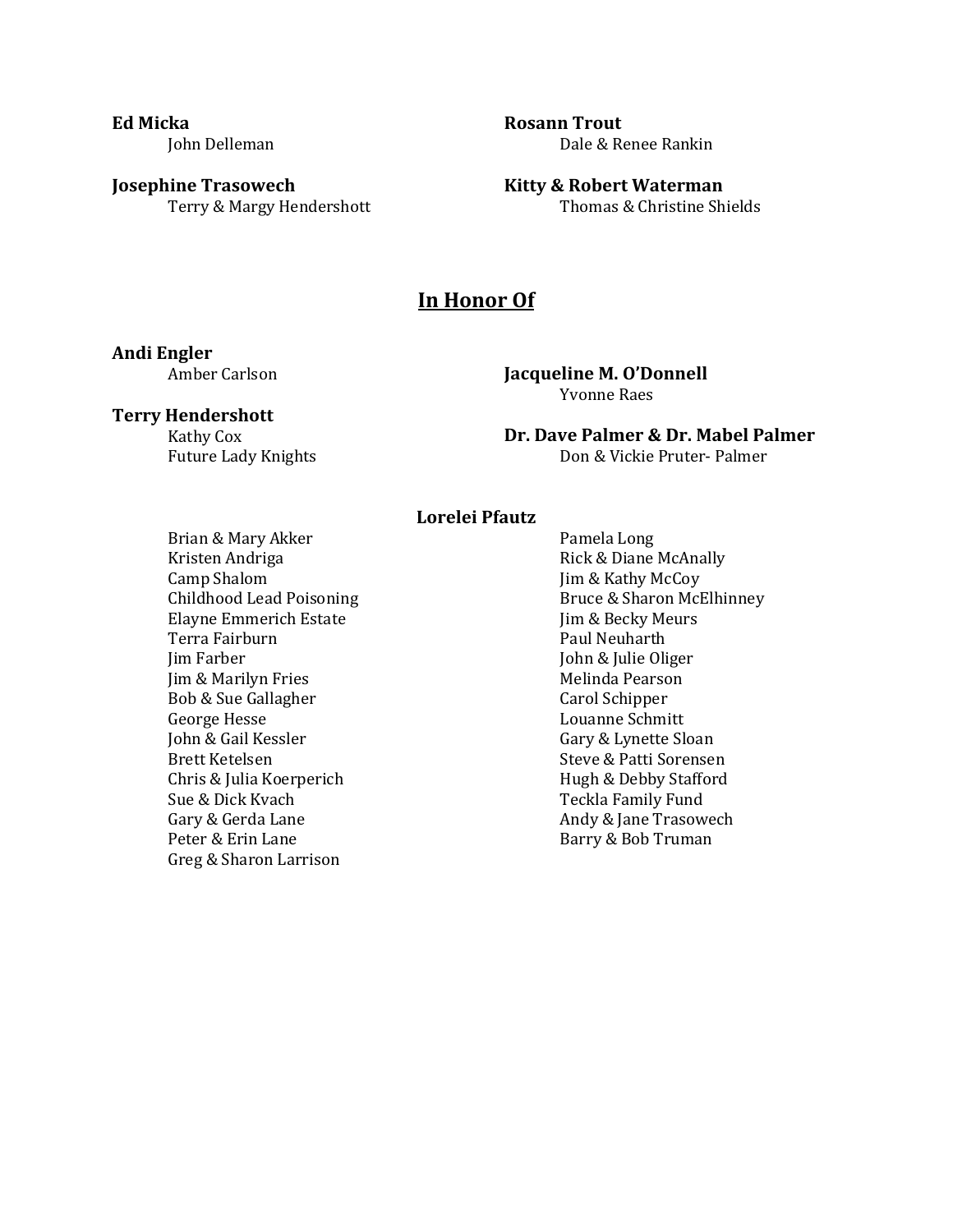**Ed Micka**
John Delleman

**Josephine Trasowech**
Terry & Margy Hendershott

**Rosann Trout**
Dale & Renee Rankin

**Kitty & Robert Waterman**
Thomas & Christine Shields

## In Honor Of

**Andi Engler**
Amber Carlson

**Terry Hendershott**
Kathy Cox
Future Lady Knights

**Jacqueline M. O'Donnell**
Yvonne Raes

**Dr. Dave Palmer & Dr. Mabel Palmer**
Don & Vickie Pruter- Palmer

**Lorelei Pfautz**

Brian & Mary Akker
Kristen Andriga
Camp Shalom
Childhood Lead Poisoning
Elayne Emmerich Estate
Terra Fairburn
Jim Farber
Jim & Marilyn Fries
Bob & Sue Gallagher
George Hesse
John & Gail Kessler
Brett Ketelsen
Chris & Julia Koerperich
Sue & Dick Kvach
Gary & Gerda Lane
Peter & Erin Lane
Greg & Sharon Larrison
Pamela Long
Rick & Diane McAnally
Jim & Kathy McCoy
Bruce & Sharon McElhinney
Jim & Becky Meurs
Paul Neuharth
John & Julie Oliger
Melinda Pearson
Carol Schipper
Louanne Schmitt
Gary & Lynette Sloan
Steve & Patti Sorensen
Hugh & Debby Stafford
Teckla Family Fund
Andy & Jane Trasowech
Barry & Bob Truman